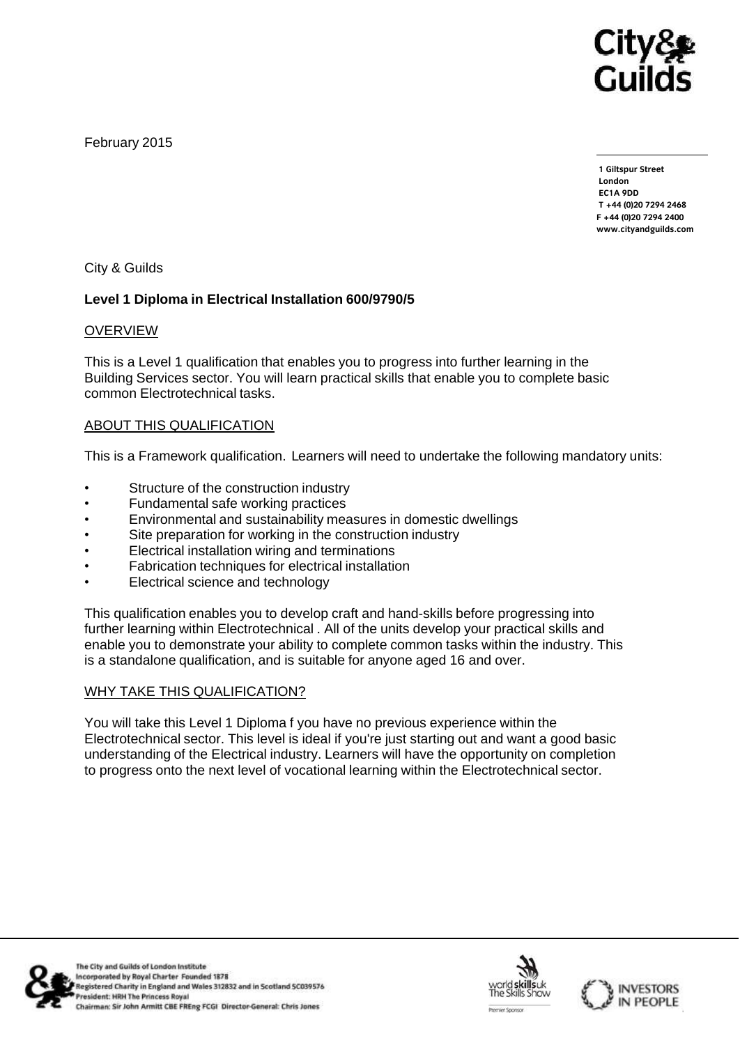February 2015

1 Giltspur Street
London
EC1A 9DD
T +44 (0)20 7294 2468
F +44 (0)20 7294 2400
www.cityandguilds.com

City & Guilds

**Level 1 Diploma in Electrical Installation 600/9790/5**

## OVERVIEW

This is a Level 1 qualification that enables you to progress into further learning in the Building Services sector. You will learn practical skills that enable you to complete basic common Electrotechnical tasks.

## ABOUT THIS QUALIFICATION

This is a Framework qualification. Learners will need to undertake the following mandatory units:

- Structure of the construction industry
- Fundamental safe working practices
- Environmental and sustainability measures in domestic dwellings
- Site preparation for working in the construction industry
- Electrical installation wiring and terminations
- Fabrication techniques for electrical installation
- Electrical science and technology

This qualification enables you to develop craft and hand-skills before progressing into further learning within Electrotechnical . All of the units develop your practical skills and enable you to demonstrate your ability to complete common tasks within the industry. This is a standalone qualification, and is suitable for anyone aged 16 and over.

## WHY TAKE THIS QUALIFICATION?

You will take this Level 1 Diploma f you have no previous experience within the Electrotechnical sector. This level is ideal if you're just starting out and want a good basic understanding of the Electrical industry. Learners will have the opportunity on completion to progress onto the next level of vocational learning within the Electrotechnical sector.

The City and Guilds of London Institute
Incorporated by Royal Charter Founded 1878
Registered Charity in England and Wales 312832 and in Scotland SC039576
President: HRH The Princess Royal
Chairman: Sir John Armitt CBE FREng FCGI Director-General: Chris Jones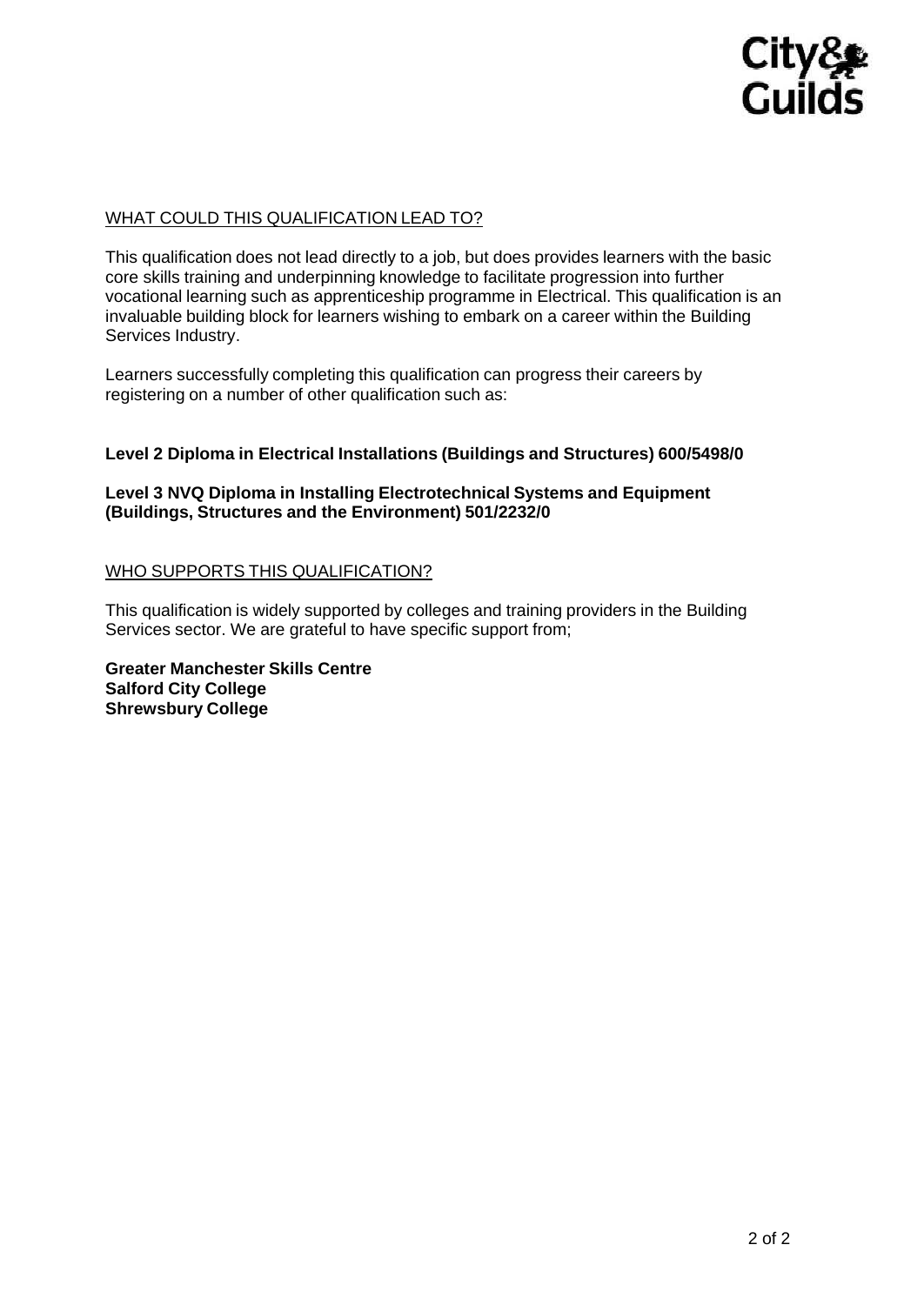## WHAT COULD THIS QUALIFICATION LEAD TO?

This qualification does not lead directly to a job, but does provides learners with the basic core skills training and underpinning knowledge to facilitate progression into further vocational learning such as apprenticeship programme in Electrical. This qualification is an invaluable building block for learners wishing to embark on a career within the Building Services Industry.

Learners successfully completing this qualification can progress their careers by registering on a number of other qualification such as:

**Level 2 Diploma in Electrical Installations (Buildings and Structures) 600/5498/0**

**Level 3 NVQ Diploma in Installing Electrotechnical Systems and Equipment (Buildings, Structures and the Environment) 501/2232/0**

## WHO SUPPORTS THIS QUALIFICATION?

This qualification is widely supported by colleges and training providers in the Building Services sector. We are grateful to have specific support from;

**Greater Manchester Skills Centre**
**Salford City College**
**Shrewsbury College**